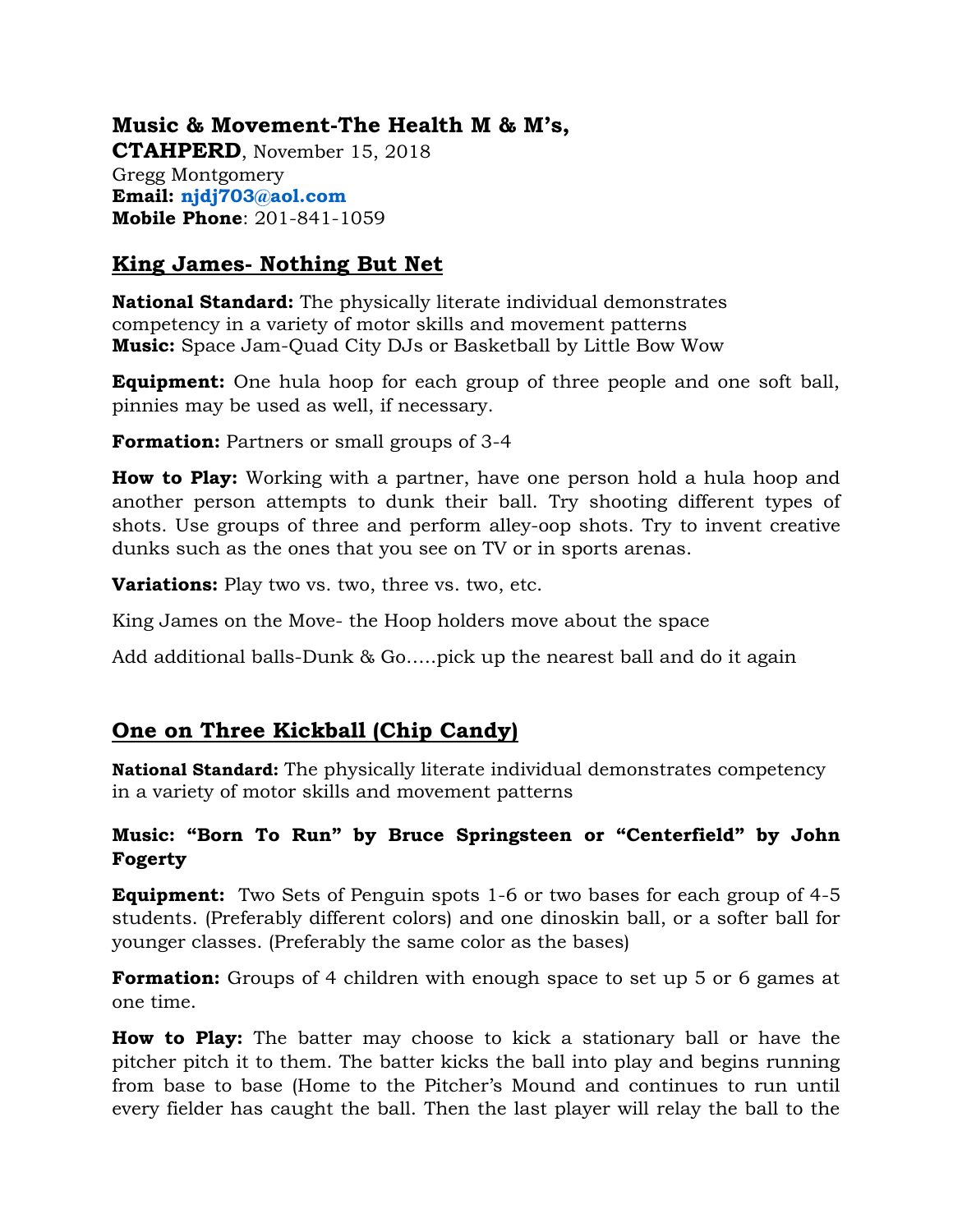**Music & Movement-The Health M & M's,**
**CTAHPERD**, November 15, 2018
Gregg Montgomery
**Email: njdj703@aol.com**
**Mobile Phone**: 201-841-1059

## King James- Nothing But Net

**National Standard:** The physically literate individual demonstrates competency in a variety of motor skills and movement patterns
**Music:** Space Jam-Quad City DJs or Basketball by Little Bow Wow

**Equipment:** One hula hoop for each group of three people and one soft ball, pinnies may be used as well, if necessary.

**Formation:** Partners or small groups of 3-4

**How to Play:** Working with a partner, have one person hold a hula hoop and another person attempts to dunk their ball. Try shooting different types of shots. Use groups of three and perform alley-oop shots. Try to invent creative dunks such as the ones that you see on TV or in sports arenas.

**Variations:** Play two vs. two, three vs. two, etc.

King James on the Move- the Hoop holders move about the space

Add additional balls-Dunk & Go…..pick up the nearest ball and do it again

## One on Three Kickball (Chip Candy)

**National Standard:** The physically literate individual demonstrates competency in a variety of motor skills and movement patterns

**Music: "Born To Run" by Bruce Springsteen or "Centerfield" by John Fogerty**

**Equipment:** Two Sets of Penguin spots 1-6 or two bases for each group of 4-5 students. (Preferably different colors) and one dinoskin ball, or a softer ball for younger classes. (Preferably the same color as the bases)

**Formation:** Groups of 4 children with enough space to set up 5 or 6 games at one time.

**How to Play:** The batter may choose to kick a stationary ball or have the pitcher pitch it to them. The batter kicks the ball into play and begins running from base to base (Home to the Pitcher's Mound and continues to run until every fielder has caught the ball. Then the last player will relay the ball to the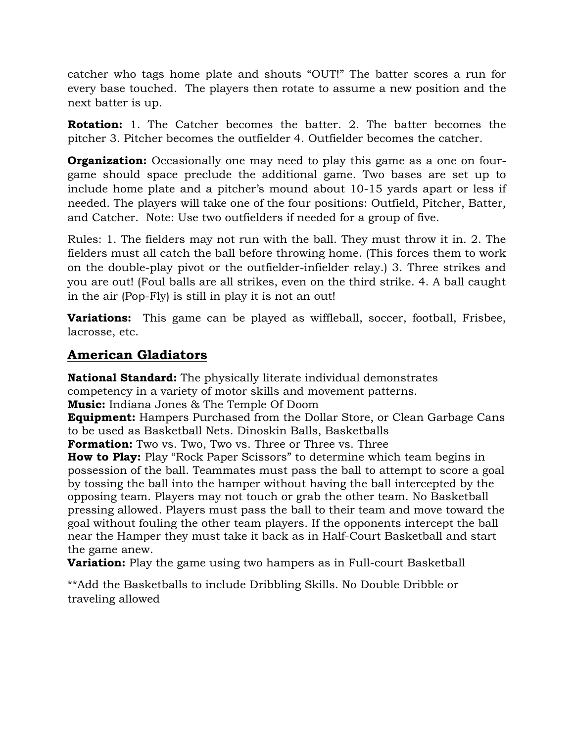catcher who tags home plate and shouts "OUT!" The batter scores a run for every base touched. The players then rotate to assume a new position and the next batter is up.

**Rotation:** 1. The Catcher becomes the batter. 2. The batter becomes the pitcher 3. Pitcher becomes the outfielder 4. Outfielder becomes the catcher.

**Organization:** Occasionally one may need to play this game as a one on four-game should space preclude the additional game. Two bases are set up to include home plate and a pitcher's mound about 10-15 yards apart or less if needed. The players will take one of the four positions: Outfield, Pitcher, Batter, and Catcher. Note: Use two outfielders if needed for a group of five.

Rules: 1. The fielders may not run with the ball. They must throw it in. 2. The fielders must all catch the ball before throwing home. (This forces them to work on the double-play pivot or the outfielder-infielder relay.) 3. Three strikes and you are out! (Foul balls are all strikes, even on the third strike. 4. A ball caught in the air (Pop-Fly) is still in play it is not an out!

**Variations:** This game can be played as wiffleball, soccer, football, Frisbee, lacrosse, etc.

## American Gladiators

**National Standard:** The physically literate individual demonstrates competency in a variety of motor skills and movement patterns.
**Music:** Indiana Jones & The Temple Of Doom
**Equipment:** Hampers Purchased from the Dollar Store, or Clean Garbage Cans to be used as Basketball Nets. Dinoskin Balls, Basketballs
**Formation:** Two vs. Two, Two vs. Three or Three vs. Three
**How to Play:** Play "Rock Paper Scissors" to determine which team begins in possession of the ball. Teammates must pass the ball to attempt to score a goal by tossing the ball into the hamper without having the ball intercepted by the opposing team. Players may not touch or grab the other team. No Basketball pressing allowed. Players must pass the ball to their team and move toward the goal without fouling the other team players. If the opponents intercept the ball near the Hamper they must take it back as in Half-Court Basketball and start the game anew.
**Variation:** Play the game using two hampers as in Full-court Basketball

**Add the Basketballs to include Dribbling Skills. No Double Dribble or traveling allowed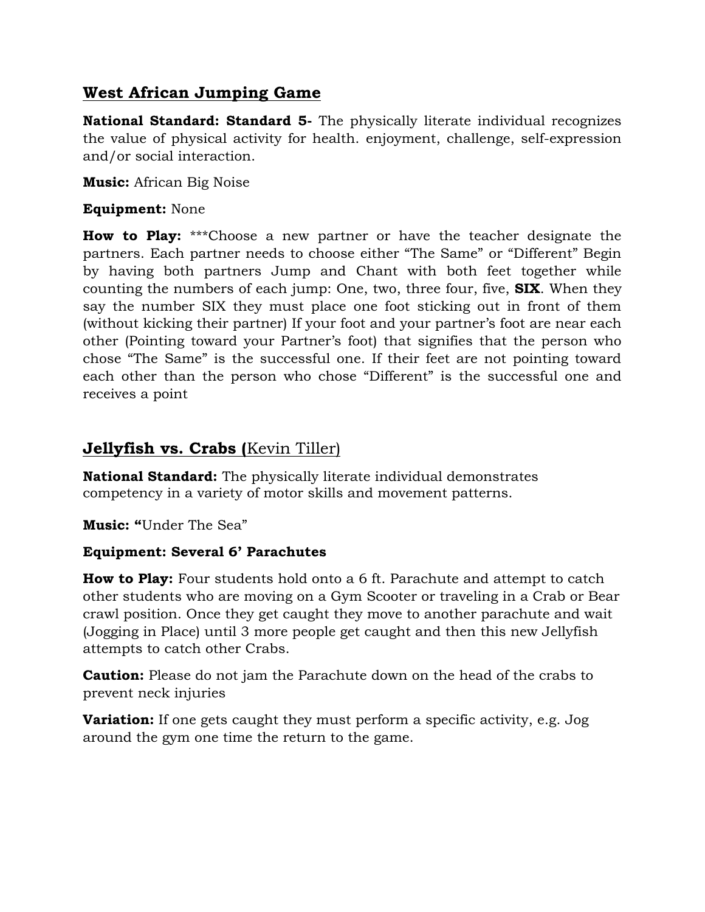## West African Jumping Game

**National Standard: Standard 5-** The physically literate individual recognizes the value of physical activity for health. enjoyment, challenge, self-expression and/or social interaction.

**Music:** African Big Noise

**Equipment:** None

**How to Play:** ***Choose a new partner or have the teacher designate the partners. Each partner needs to choose either “The Same” or “Different” Begin by having both partners Jump and Chant with both feet together while counting the numbers of each jump: One, two, three four, five, **SIX**. When they say the number SIX they must place one foot sticking out in front of them (without kicking their partner) If your foot and your partner’s foot are near each other (Pointing toward your Partner’s foot) that signifies that the person who chose “The Same” is the successful one. If their feet are not pointing toward each other than the person who chose “Different” is the successful one and receives a point

## Jellyfish vs. Crabs (Kevin Tiller)

**National Standard:** The physically literate individual demonstrates competency in a variety of motor skills and movement patterns.

**Music: “**Under The Sea”

**Equipment: Several 6’ Parachutes**

**How to Play:** Four students hold onto a 6 ft. Parachute and attempt to catch other students who are moving on a Gym Scooter or traveling in a Crab or Bear crawl position. Once they get caught they move to another parachute and wait (Jogging in Place) until 3 more people get caught and then this new Jellyfish attempts to catch other Crabs.

**Caution:** Please do not jam the Parachute down on the head of the crabs to prevent neck injuries

**Variation:** If one gets caught they must perform a specific activity, e.g. Jog around the gym one time the return to the game.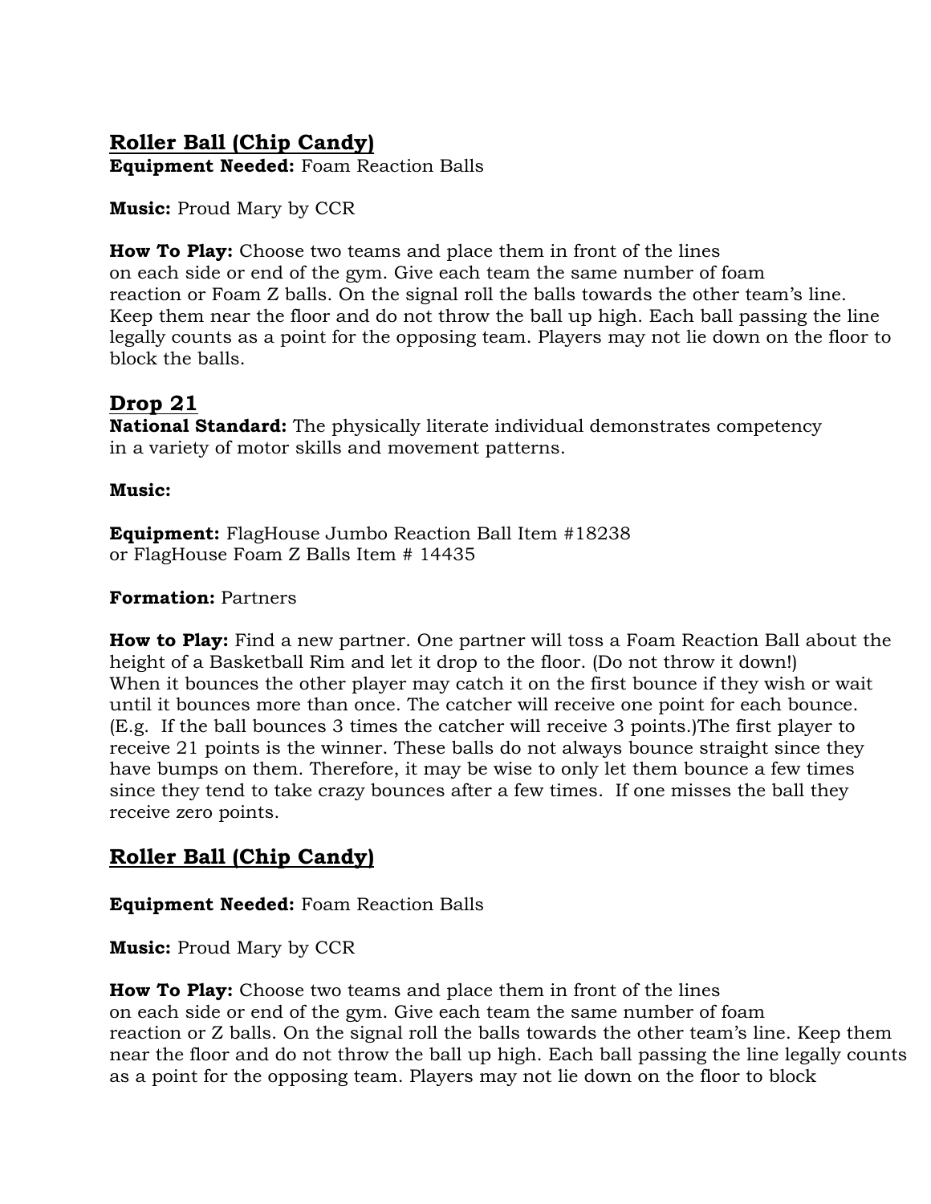## Roller Ball (Chip Candy)

**Equipment Needed:** Foam Reaction Balls

**Music:** Proud Mary by CCR

**How To Play:** Choose two teams and place them in front of the lines on each side or end of the gym. Give each team the same number of foam reaction or Foam Z balls. On the signal roll the balls towards the other team's line. Keep them near the floor and do not throw the ball up high. Each ball passing the line legally counts as a point for the opposing team. Players may not lie down on the floor to block the balls.

## Drop 21

**National Standard:** The physically literate individual demonstrates competency in a variety of motor skills and movement patterns.

**Music:**

**Equipment:** FlagHouse Jumbo Reaction Ball Item #18238 or FlagHouse Foam Z Balls Item # 14435

**Formation:** Partners

**How to Play:** Find a new partner. One partner will toss a Foam Reaction Ball about the height of a Basketball Rim and let it drop to the floor. (Do not throw it down!) When it bounces the other player may catch it on the first bounce if they wish or wait until it bounces more than once. The catcher will receive one point for each bounce. (E.g. If the ball bounces 3 times the catcher will receive 3 points.)The first player to receive 21 points is the winner. These balls do not always bounce straight since they have bumps on them. Therefore, it may be wise to only let them bounce a few times since they tend to take crazy bounces after a few times. If one misses the ball they receive zero points.

## Roller Ball (Chip Candy)

**Equipment Needed:** Foam Reaction Balls

**Music:** Proud Mary by CCR

**How To Play:** Choose two teams and place them in front of the lines on each side or end of the gym. Give each team the same number of foam reaction or Z balls. On the signal roll the balls towards the other team's line. Keep them near the floor and do not throw the ball up high. Each ball passing the line legally counts as a point for the opposing team. Players may not lie down on the floor to block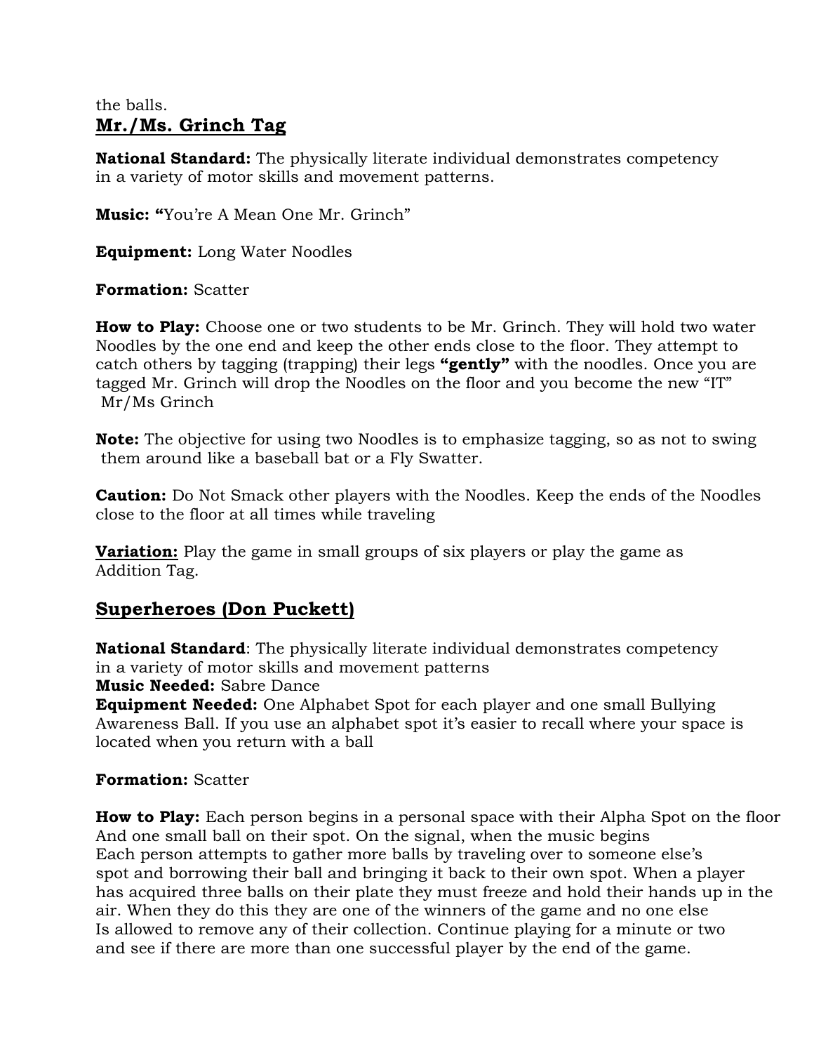the balls.

## Mr./Ms. Grinch Tag

**National Standard:** The physically literate individual demonstrates competency in a variety of motor skills and movement patterns.

**Music: "**You're A Mean One Mr. Grinch"

**Equipment:** Long Water Noodles

**Formation:** Scatter

**How to Play:** Choose one or two students to be Mr. Grinch. They will hold two water Noodles by the one end and keep the other ends close to the floor. They attempt to catch others by tagging (trapping) their legs **"gently"** with the noodles. Once you are tagged Mr. Grinch will drop the Noodles on the floor and you become the new "IT" Mr/Ms Grinch

**Note:** The objective for using two Noodles is to emphasize tagging, so as not to swing them around like a baseball bat or a Fly Swatter.

**Caution:** Do Not Smack other players with the Noodles. Keep the ends of the Noodles close to the floor at all times while traveling

**Variation:** Play the game in small groups of six players or play the game as Addition Tag.

## Superheroes (Don Puckett)

**National Standard**: The physically literate individual demonstrates competency in a variety of motor skills and movement patterns
**Music Needed:** Sabre Dance
**Equipment Needed:** One Alphabet Spot for each player and one small Bullying Awareness Ball. If you use an alphabet spot it's easier to recall where your space is located when you return with a ball

**Formation:** Scatter

**How to Play:** Each person begins in a personal space with their Alpha Spot on the floor And one small ball on their spot. On the signal, when the music begins Each person attempts to gather more balls by traveling over to someone else's spot and borrowing their ball and bringing it back to their own spot. When a player has acquired three balls on their plate they must freeze and hold their hands up in the air. When they do this they are one of the winners of the game and no one else Is allowed to remove any of their collection. Continue playing for a minute or two and see if there are more than one successful player by the end of the game.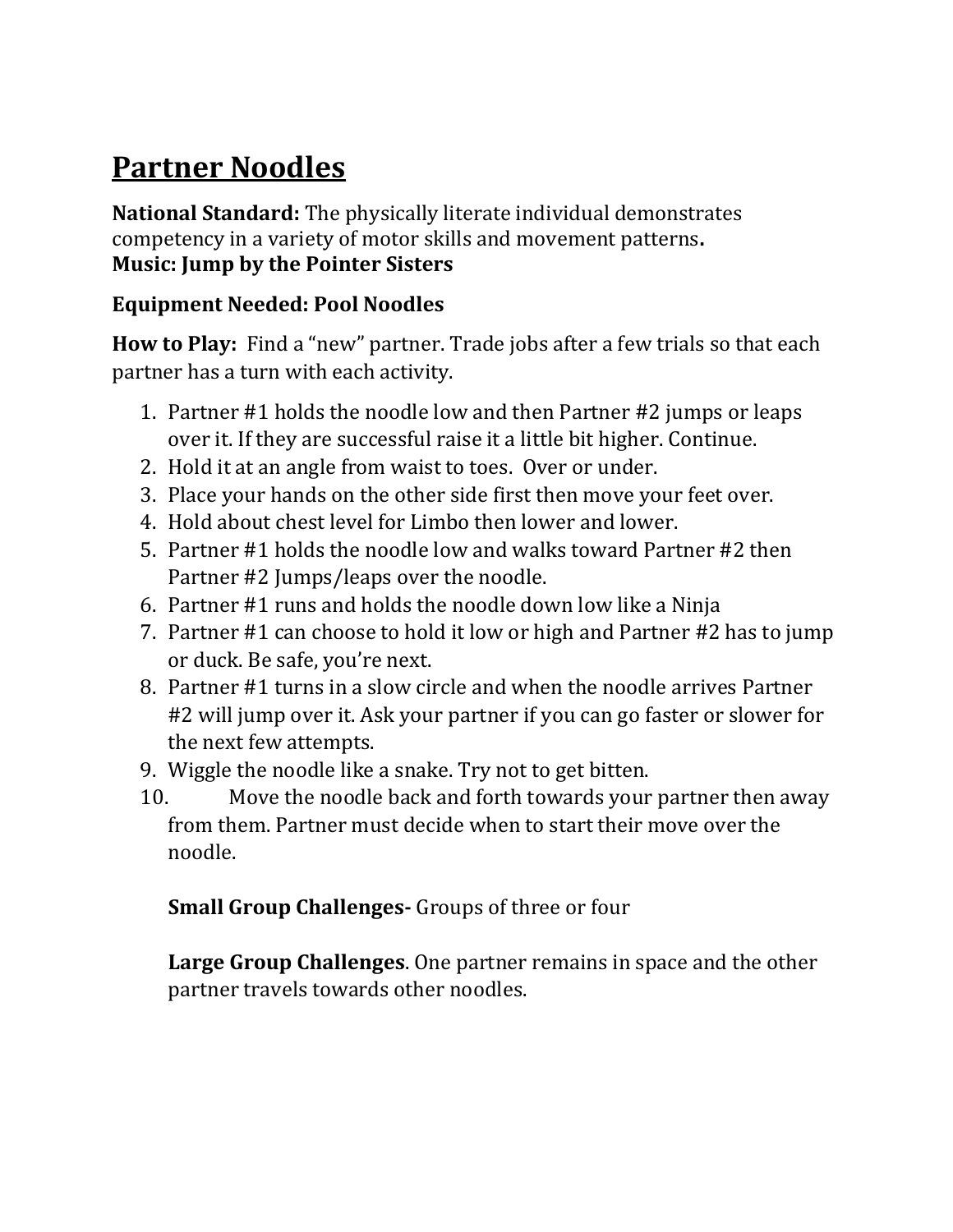# Partner Noodles

**National Standard:** The physically literate individual demonstrates competency in a variety of motor skills and movement patterns**.**
**Music: Jump by the Pointer Sisters**

**Equipment Needed: Pool Noodles**

**How to Play:** Find a "new" partner. Trade jobs after a few trials so that each partner has a turn with each activity.

1. Partner #1 holds the noodle low and then Partner #2 jumps or leaps over it. If they are successful raise it a little bit higher. Continue.
2. Hold it at an angle from waist to toes. Over or under.
3. Place your hands on the other side first then move your feet over.
4. Hold about chest level for Limbo then lower and lower.
5. Partner #1 holds the noodle low and walks toward Partner #2 then Partner #2 Jumps/leaps over the noodle.
6. Partner #1 runs and holds the noodle down low like a Ninja
7. Partner #1 can choose to hold it low or high and Partner #2 has to jump or duck. Be safe, you're next.
8. Partner #1 turns in a slow circle and when the noodle arrives Partner #2 will jump over it. Ask your partner if you can go faster or slower for the next few attempts.
9. Wiggle the noodle like a snake. Try not to get bitten.
10. Move the noodle back and forth towards your partner then away from them. Partner must decide when to start their move over the noodle.

    **Small Group Challenges-** Groups of three or four

    **Large Group Challenges**. One partner remains in space and the other partner travels towards other noodles.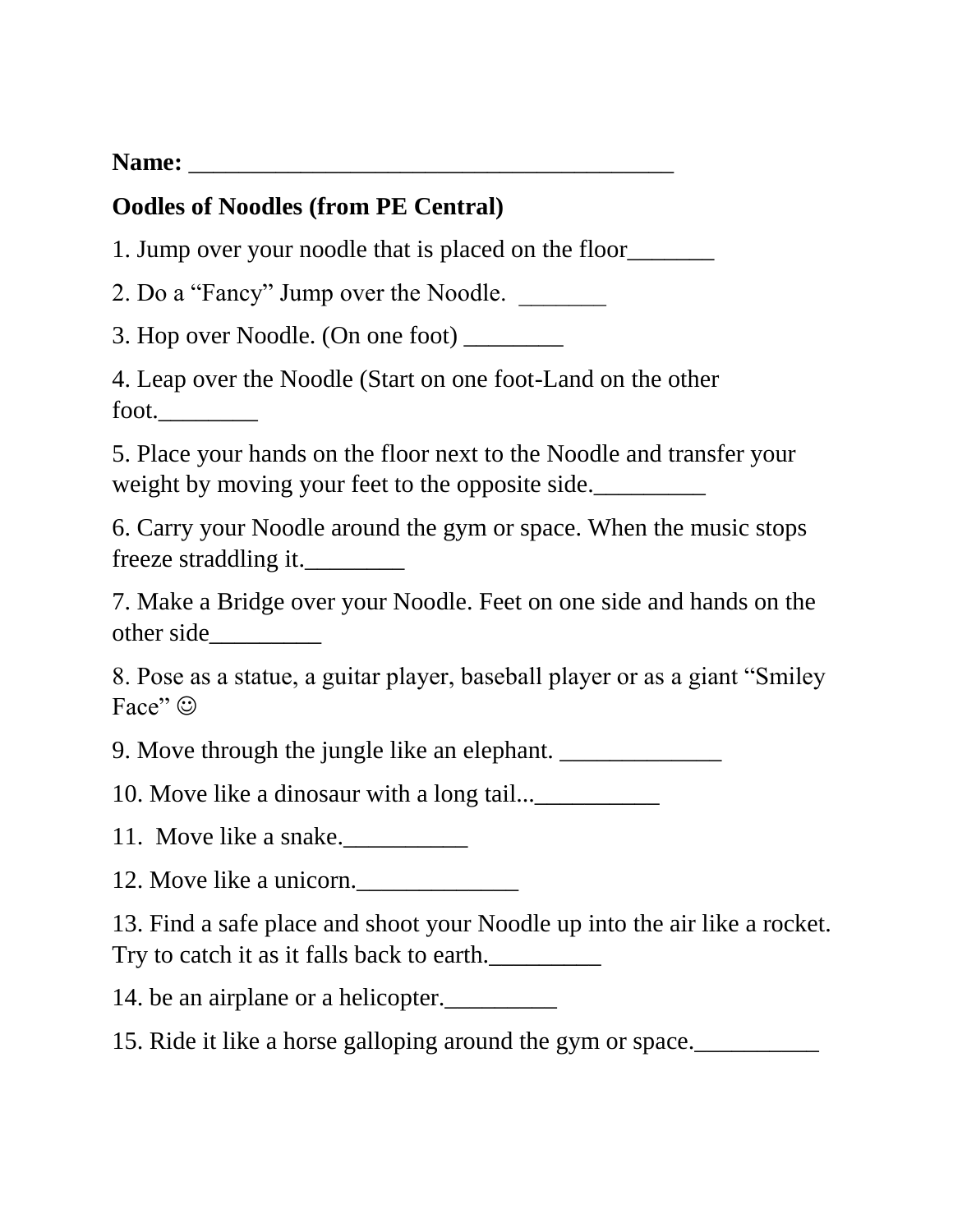**Name:** ________________________________________

**Oodles of Noodles (from PE Central)**

1. Jump over your noodle that is placed on the floor_______

2. Do a "Fancy" Jump over the Noodle. _______

3. Hop over Noodle. (On one foot) ________

4. Leap over the Noodle (Start on one foot-Land on the other foot.________

5. Place your hands on the floor next to the Noodle and transfer your weight by moving your feet to the opposite side._________

6. Carry your Noodle around the gym or space. When the music stops freeze straddling it.________

7. Make a Bridge over your Noodle. Feet on one side and hands on the other side_________

8. Pose as a statue, a guitar player, baseball player or as a giant "Smiley Face" ☺

9. Move through the jungle like an elephant. _____________

10. Move like a dinosaur with a long tail...__________

11. Move like a snake.__________

12. Move like a unicorn._____________

13. Find a safe place and shoot your Noodle up into the air like a rocket. Try to catch it as it falls back to earth._________

14. be an airplane or a helicopter._________

15. Ride it like a horse galloping around the gym or space.__________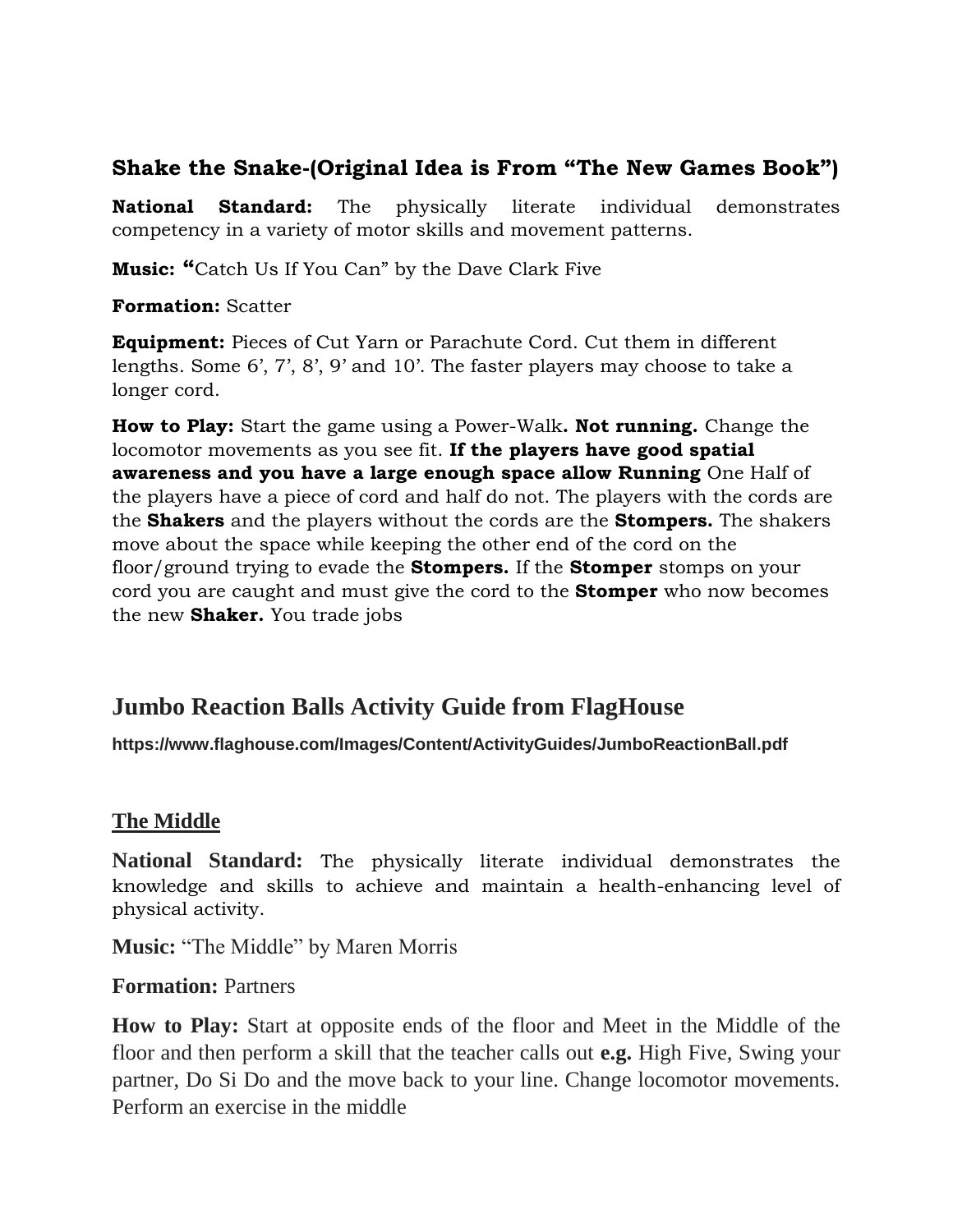### Shake the Snake-(Original Idea is From "The New Games Book")

**National Standard:** The physically literate individual demonstrates competency in a variety of motor skills and movement patterns.

**Music:** **"**Catch Us If You Can" by the Dave Clark Five

**Formation:** Scatter

**Equipment:** Pieces of Cut Yarn or Parachute Cord. Cut them in different lengths. Some 6', 7', 8', 9' and 10'. The faster players may choose to take a longer cord.

**How to Play:** Start the game using a Power-Walk**. Not running.** Change the locomotor movements as you see fit. **If the players have good spatial awareness and you have a large enough space allow Running** One Half of the players have a piece of cord and half do not. The players with the cords are the **Shakers** and the players without the cords are the **Stompers.** The shakers move about the space while keeping the other end of the cord on the floor/ground trying to evade the **Stompers.** If the **Stomper** stomps on your cord you are caught and must give the cord to the **Stomper** who now becomes the new **Shaker.** You trade jobs

## Jumbo Reaction Balls Activity Guide from FlagHouse

**https://www.flaghouse.com/Images/Content/ActivityGuides/JumboReactionBall.pdf**

### The Middle

**National Standard:** The physically literate individual demonstrates the knowledge and skills to achieve and maintain a health-enhancing level of physical activity.

**Music:** "The Middle" by Maren Morris

**Formation:** Partners

**How to Play:** Start at opposite ends of the floor and Meet in the Middle of the floor and then perform a skill that the teacher calls out **e.g.** High Five, Swing your partner, Do Si Do and the move back to your line. Change locomotor movements. Perform an exercise in the middle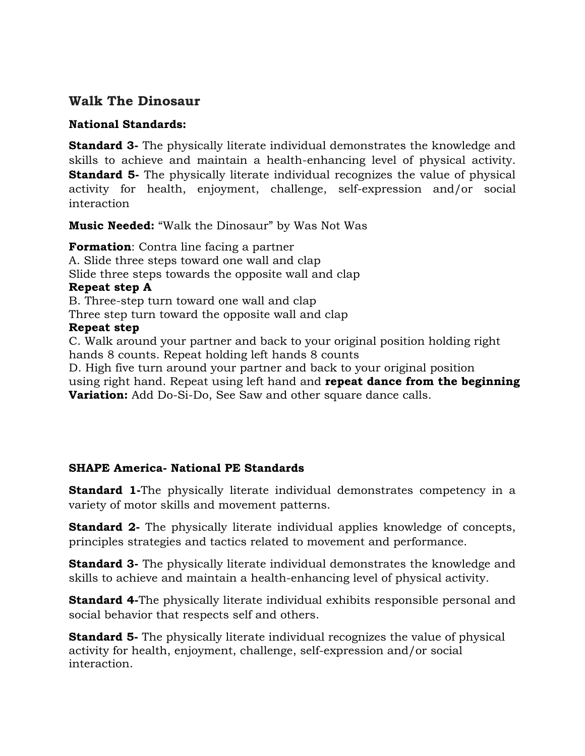## Walk The Dinosaur

**National Standards:**

**Standard 3-** The physically literate individual demonstrates the knowledge and skills to achieve and maintain a health-enhancing level of physical activity. **Standard 5-** The physically literate individual recognizes the value of physical activity for health, enjoyment, challenge, self-expression and/or social interaction

**Music Needed:** "Walk the Dinosaur" by Was Not Was

**Formation**: Contra line facing a partner
A. Slide three steps toward one wall and clap
Slide three steps towards the opposite wall and clap
**Repeat step A**
B. Three-step turn toward one wall and clap
Three step turn toward the opposite wall and clap
**Repeat step**
C. Walk around your partner and back to your original position holding right hands 8 counts. Repeat holding left hands 8 counts
D. High five turn around your partner and back to your original position using right hand. Repeat using left hand and **repeat dance from the beginning**
**Variation:** Add Do-Si-Do, See Saw and other square dance calls.

**SHAPE America- National PE Standards**

**Standard 1-**The physically literate individual demonstrates competency in a variety of motor skills and movement patterns.

**Standard 2-** The physically literate individual applies knowledge of concepts, principles strategies and tactics related to movement and performance.

**Standard 3-** The physically literate individual demonstrates the knowledge and skills to achieve and maintain a health-enhancing level of physical activity.

**Standard 4-**The physically literate individual exhibits responsible personal and social behavior that respects self and others.

**Standard 5-** The physically literate individual recognizes the value of physical activity for health, enjoyment, challenge, self-expression and/or social interaction.